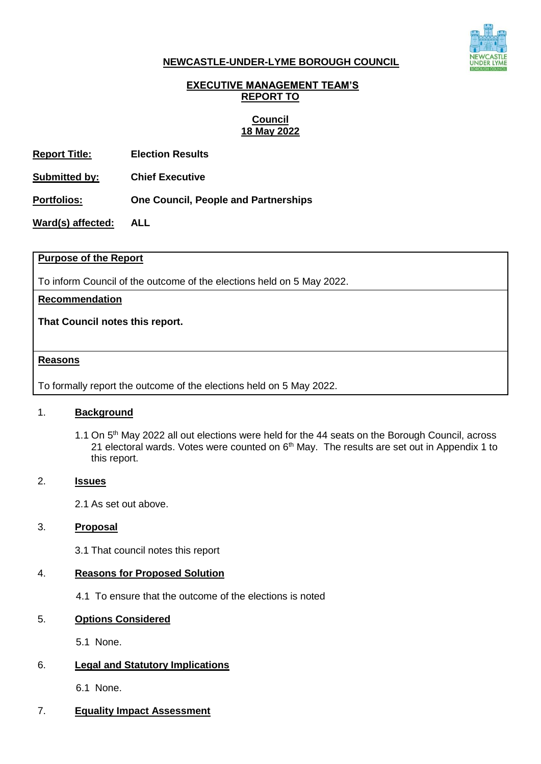**NEWCASTLE-UNDER-LYME BOROUGH COUNCIL**

**EXECUTIVE MANAGEMENT TEAM'S REPORT TO**

**Council**
**18 May 2022**

**Report Title:** **Election Results**

**Submitted by:** **Chief Executive**

**Portfolios:** **One Council, People and Partnerships**

**Ward(s) affected:** **ALL**

| **Purpose of the Report** |
|---|
| To inform Council of the outcome of the elections held on 5 May 2022. |
| **Recommendation**<br><br>**That Council notes this report.** |
| **Reasons**<br><br>To formally report the outcome of the elections held on 5 May 2022. |

## 1. Background

1.1 On 5th May 2022 all out elections were held for the 44 seats on the Borough Council, across 21 electoral wards. Votes were counted on 6th May. The results are set out in Appendix 1 to this report.

## 2. Issues

2.1 As set out above.

## 3. Proposal

3.1 That council notes this report

## 4. Reasons for Proposed Solution

4.1 To ensure that the outcome of the elections is noted

## 5. Options Considered

5.1 None.

## 6. Legal and Statutory Implications

6.1 None.

## 7. Equality Impact Assessment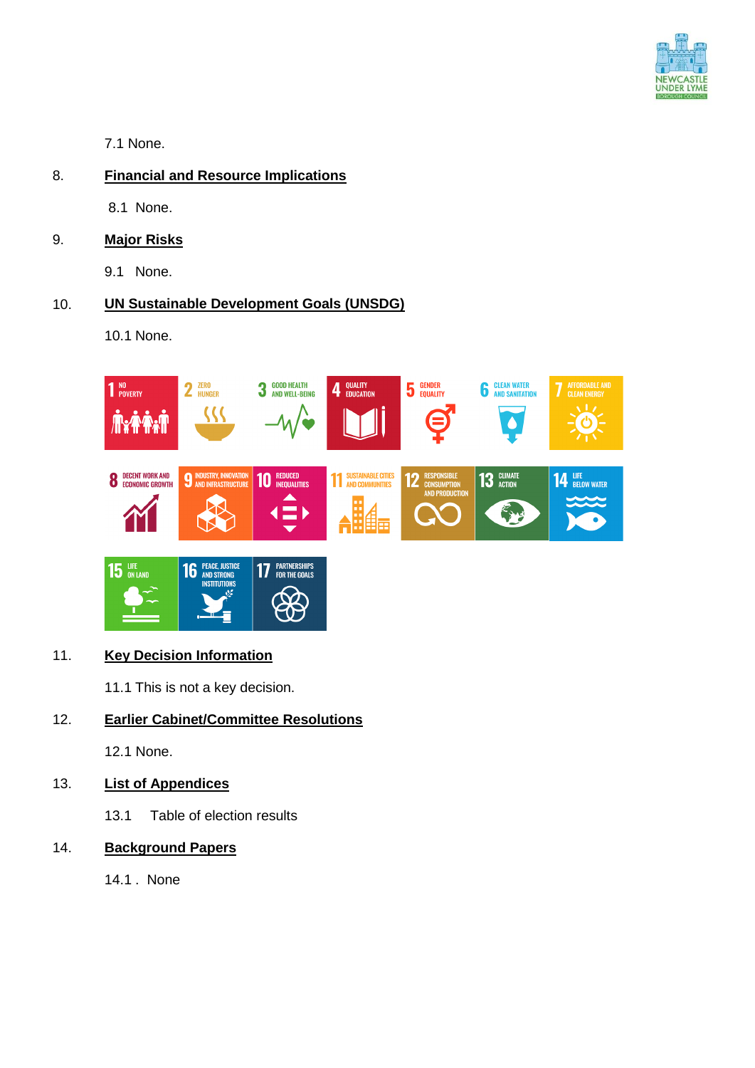7.1 None.

8. **Financial and Resource Implications**

8.1 None.

9. **Major Risks**

9.1 None.

10. **UN Sustainable Development Goals (UNSDG)**

10.1 None.

11. **Key Decision Information**

11.1 This is not a key decision.

12. **Earlier Cabinet/Committee Resolutions**

12.1 None.

13. **List of Appendices**

13.1 Table of election results

14. **Background Papers**

14.1 . None